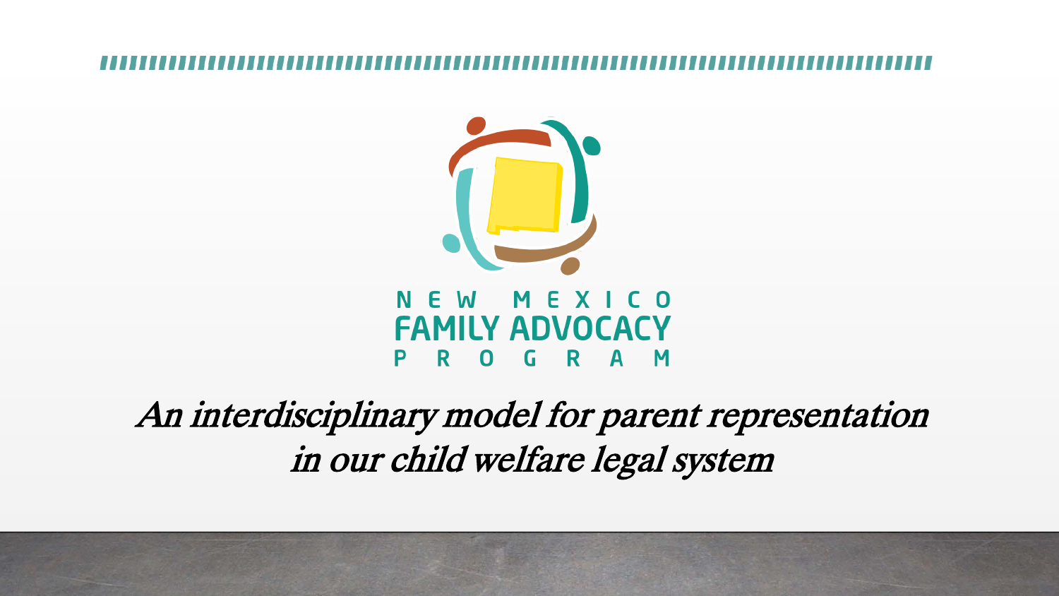# NEW MEXICO FAMILY ADVOCACY PROGRAM

*An interdisciplinary model for parent representation in our child welfare legal system*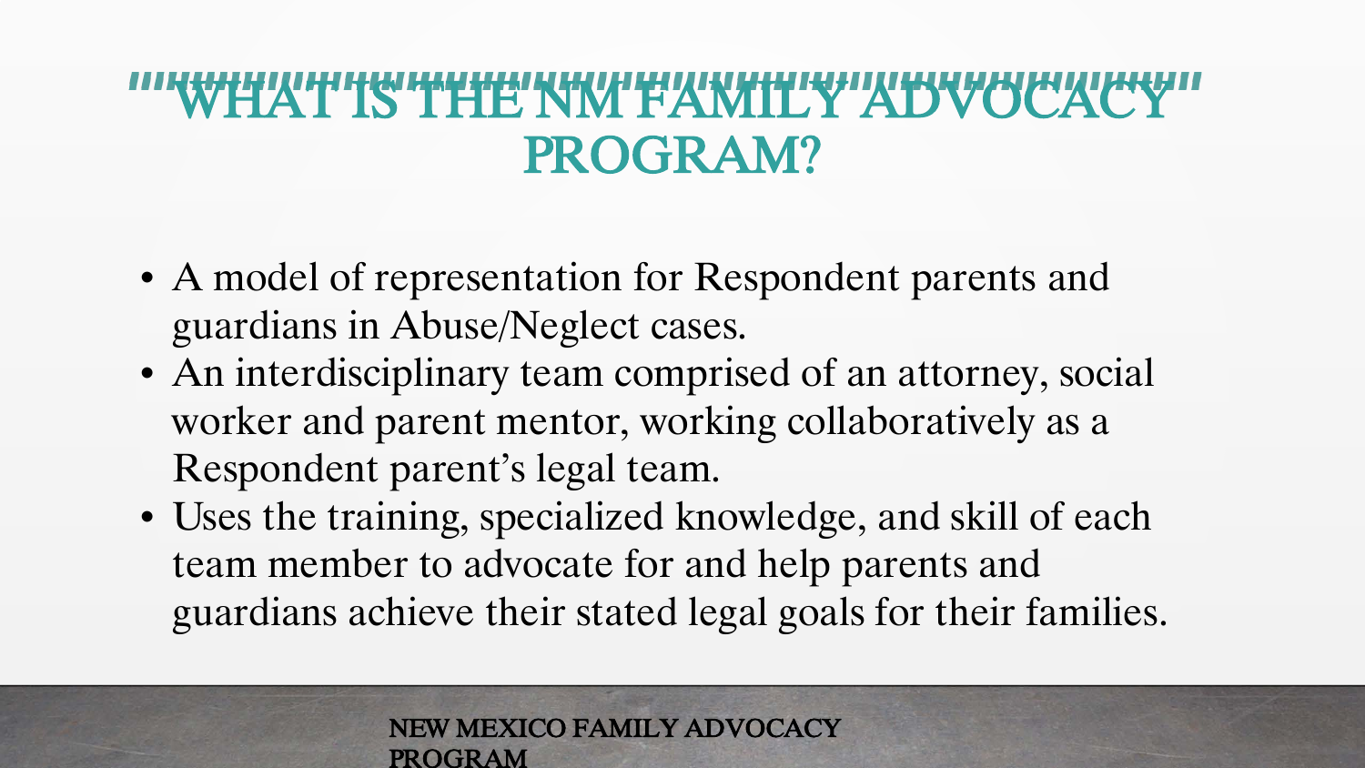# WHAT IS THE NM FAMILY ADVOCACY PROGRAM?

- A model of representation for Respondent parents and guardians in Abuse/Neglect cases.
- An interdisciplinary team comprised of an attorney, social worker and parent mentor, working collaboratively as a Respondent parent's legal team.
- Uses the training, specialized knowledge, and skill of each team member to advocate for and help parents and guardians achieve their stated legal goals for their families.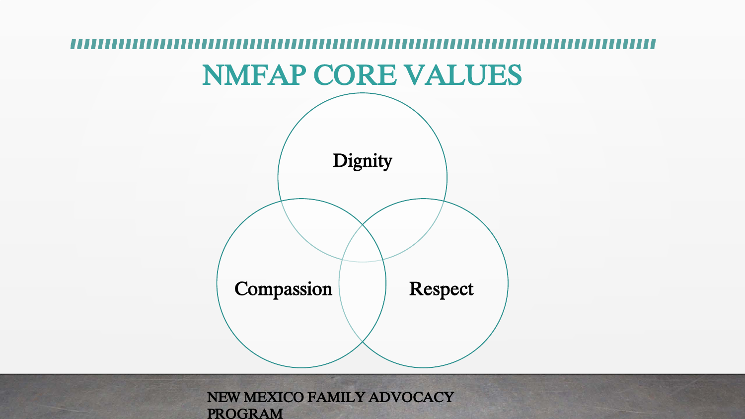# NMFAP CORE VALUES

- Dignity
- Compassion
- Respect

NEW MEXICO FAMILY ADVOCACY PROGRAM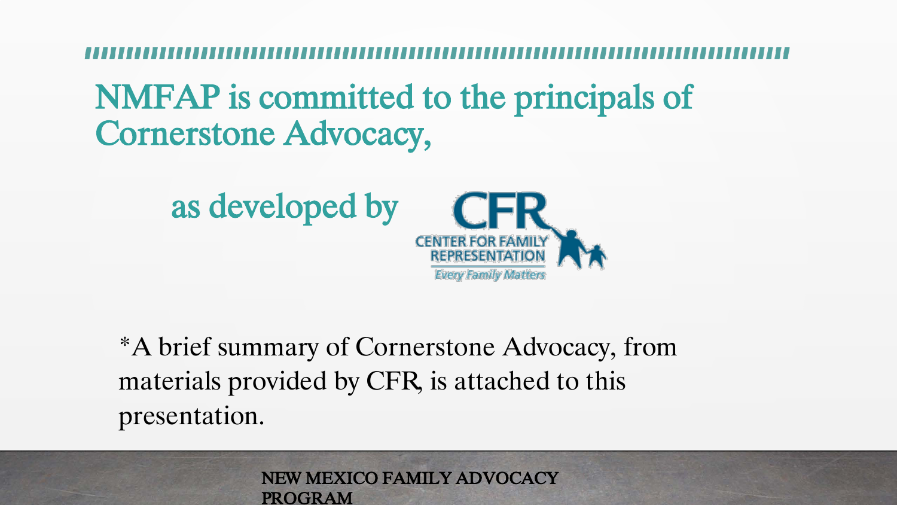# NMFAP is committed to the principals of Cornerstone Advocacy,

as developed by

CFR
CENTER FOR FAMILY REPRESENTATION
Every Family Matters

*A brief summary of Cornerstone Advocacy, from materials provided by CFR, is attached to this presentation.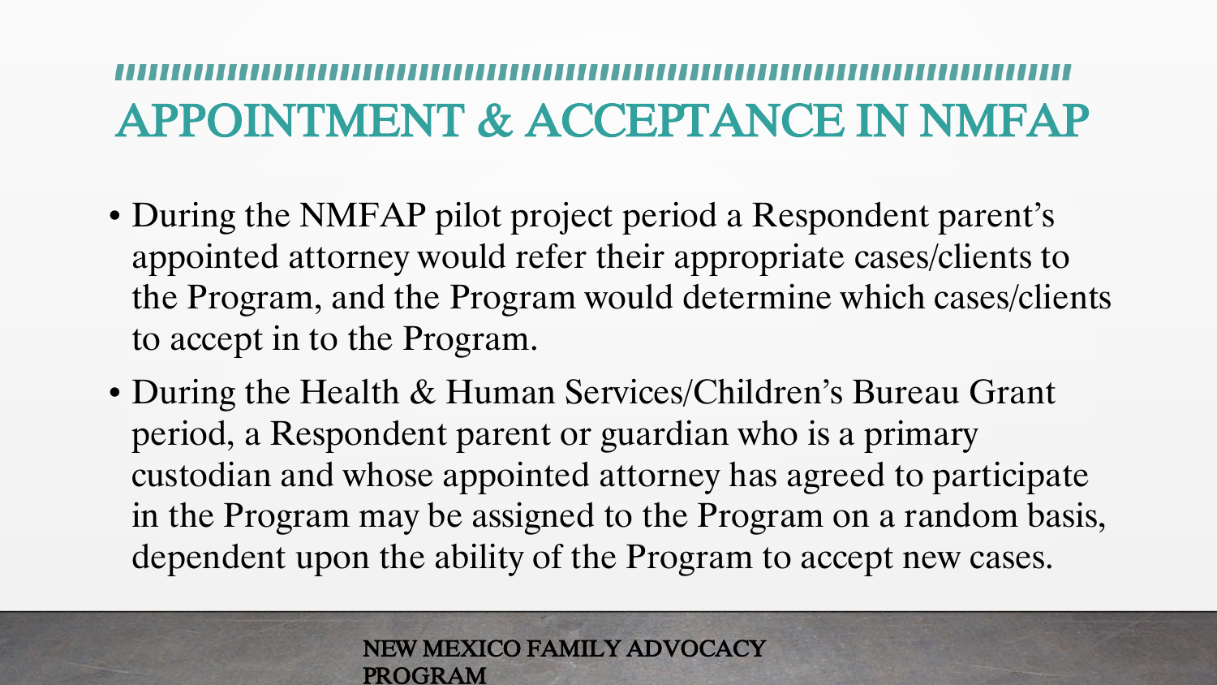# APPOINTMENT & ACCEPTANCE IN NMFAP

- During the NMFAP pilot project period a Respondent parent's appointed attorney would refer their appropriate cases/clients to the Program, and the Program would determine which cases/clients to accept in to the Program.
- During the Health & Human Services/Children's Bureau Grant period, a Respondent parent or guardian who is a primary custodian and whose appointed attorney has agreed to participate in the Program may be assigned to the Program on a random basis, dependent upon the ability of the Program to accept new cases.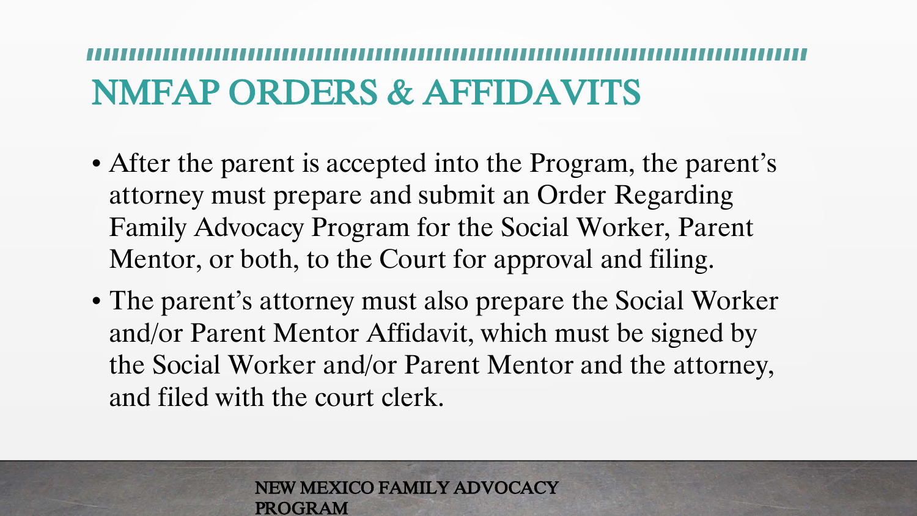# NMFAP ORDERS & AFFIDAVITS

- After the parent is accepted into the Program, the parent's attorney must prepare and submit an Order Regarding Family Advocacy Program for the Social Worker, Parent Mentor, or both, to the Court for approval and filing.
- The parent's attorney must also prepare the Social Worker and/or Parent Mentor Affidavit, which must be signed by the Social Worker and/or Parent Mentor and the attorney, and filed with the court clerk.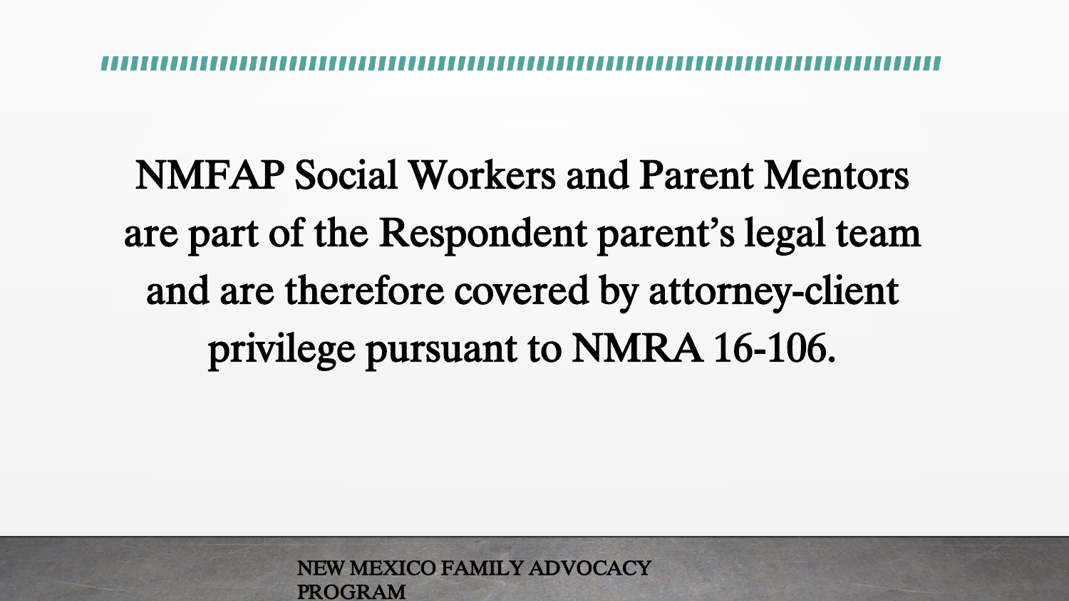NMFAP Social Workers and Parent Mentors are part of the Respondent parent's legal team and are therefore covered by attorney-client privilege pursuant to NMRA 16-106.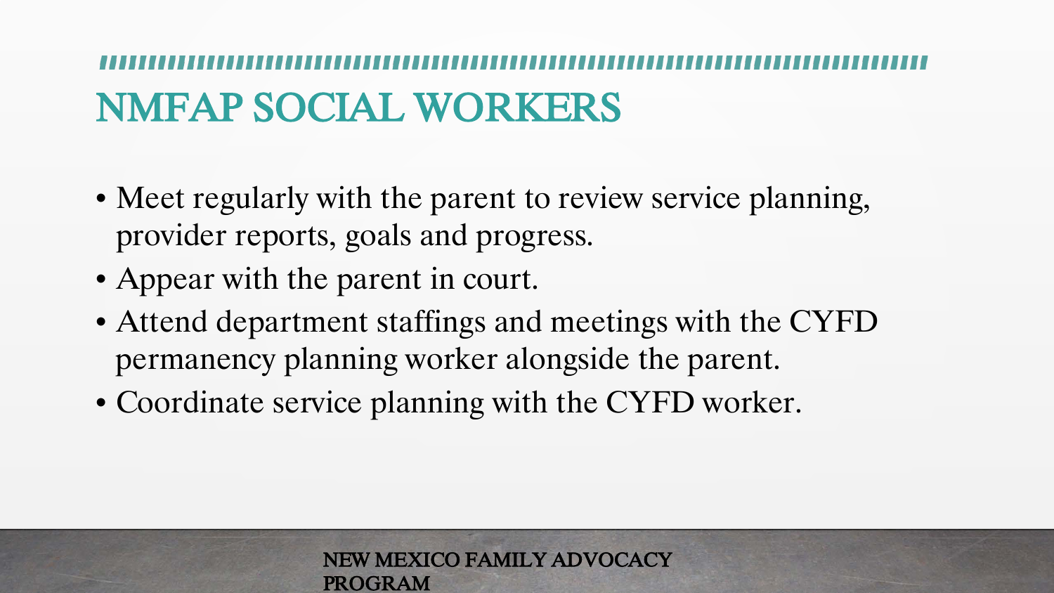# NMFAP SOCIAL WORKERS

- Meet regularly with the parent to review service planning, provider reports, goals and progress.
- Appear with the parent in court.
- Attend department staffings and meetings with the CYFD permanency planning worker alongside the parent.
- Coordinate service planning with the CYFD worker.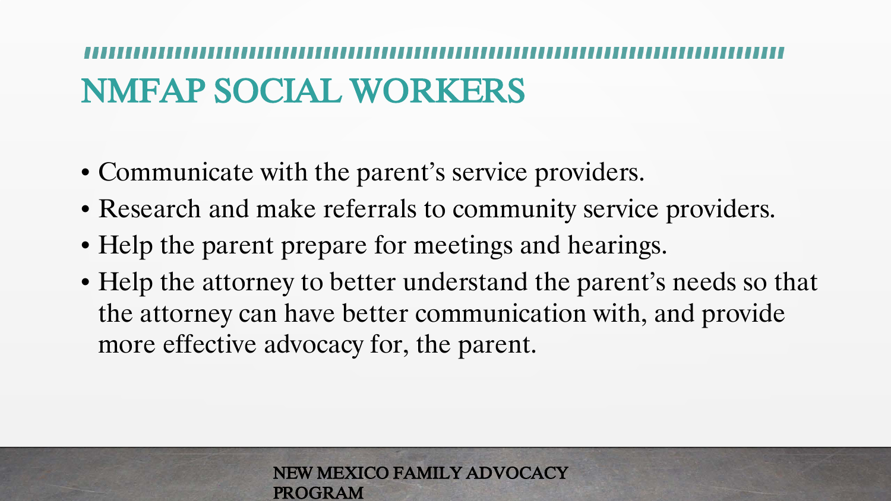# NMFAP SOCIAL WORKERS

- Communicate with the parent’s service providers.
- Research and make referrals to community service providers.
- Help the parent prepare for meetings and hearings.
- Help the attorney to better understand the parent’s needs so that the attorney can have better communication with, and provide more effective advocacy for, the parent.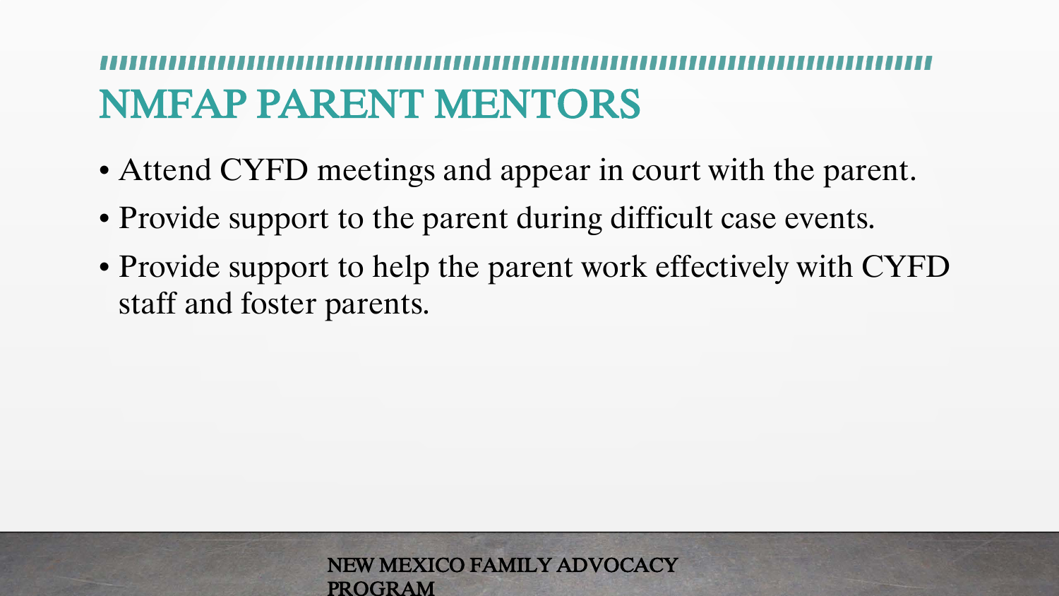# NMFAP PARENT MENTORS

- Attend CYFD meetings and appear in court with the parent.
- Provide support to the parent during difficult case events.
- Provide support to help the parent work effectively with CYFD staff and foster parents.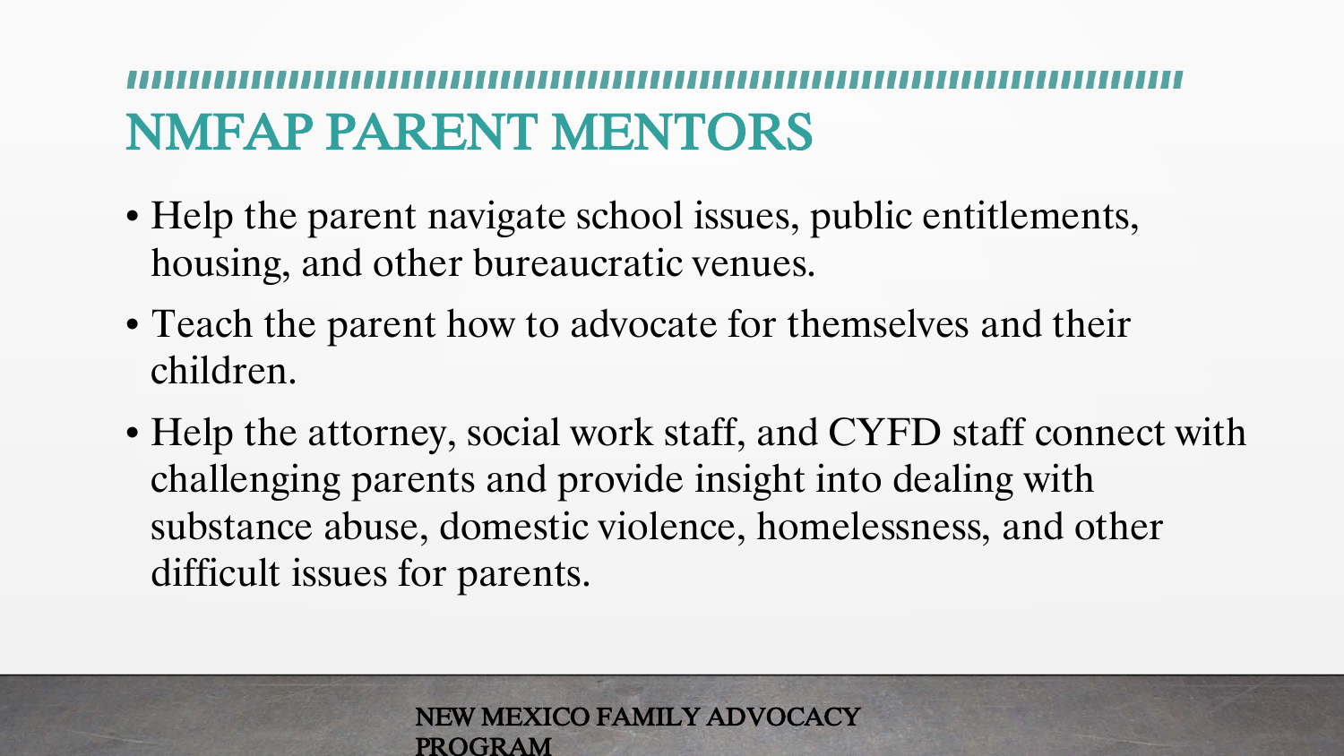# NMFAP PARENT MENTORS

- Help the parent navigate school issues, public entitlements, housing, and other bureaucratic venues.
- Teach the parent how to advocate for themselves and their children.
- Help the attorney, social work staff, and CYFD staff connect with challenging parents and provide insight into dealing with substance abuse, domestic violence, homelessness, and other difficult issues for parents.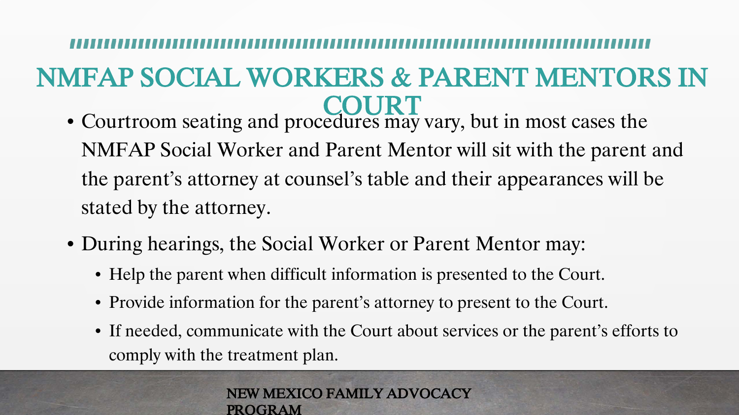# NMFAP SOCIAL WORKERS & PARENT MENTORS IN COURT

- Courtroom seating and procedures may vary, but in most cases the NMFAP Social Worker and Parent Mentor will sit with the parent and the parent's attorney at counsel's table and their appearances will be stated by the attorney.
- During hearings, the Social Worker or Parent Mentor may:
  - Help the parent when difficult information is presented to the Court.
  - Provide information for the parent's attorney to present to the Court.
  - If needed, communicate with the Court about services or the parent's efforts to comply with the treatment plan.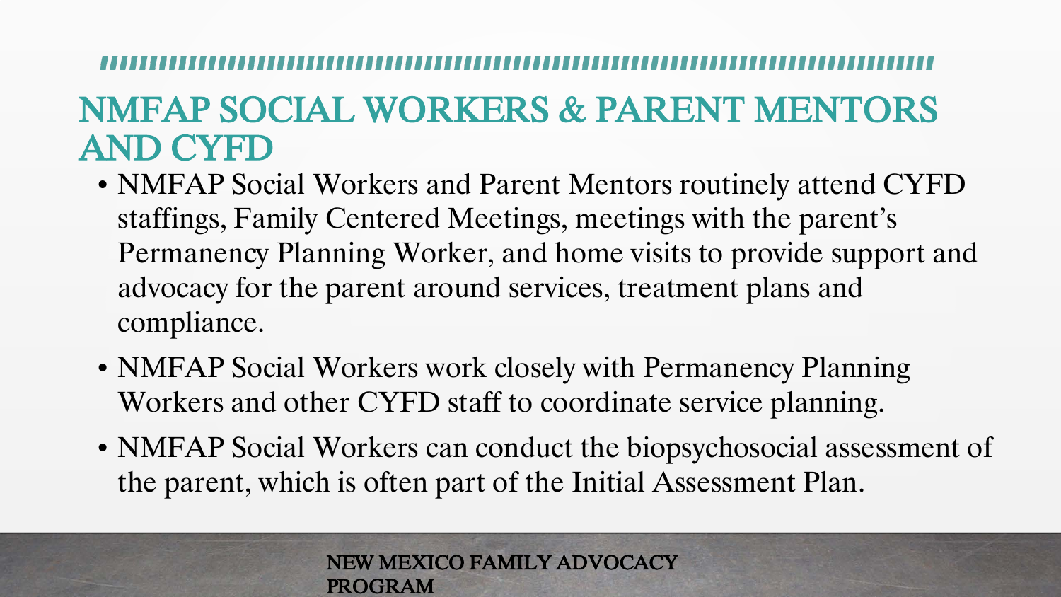## NMFAP SOCIAL WORKERS & PARENT MENTORS AND CYFD

- NMFAP Social Workers and Parent Mentors routinely attend CYFD staffings, Family Centered Meetings, meetings with the parent's Permanency Planning Worker, and home visits to provide support and advocacy for the parent around services, treatment plans and compliance.
- NMFAP Social Workers work closely with Permanency Planning Workers and other CYFD staff to coordinate service planning.
- NMFAP Social Workers can conduct the biopsychosocial assessment of the parent, which is often part of the Initial Assessment Plan.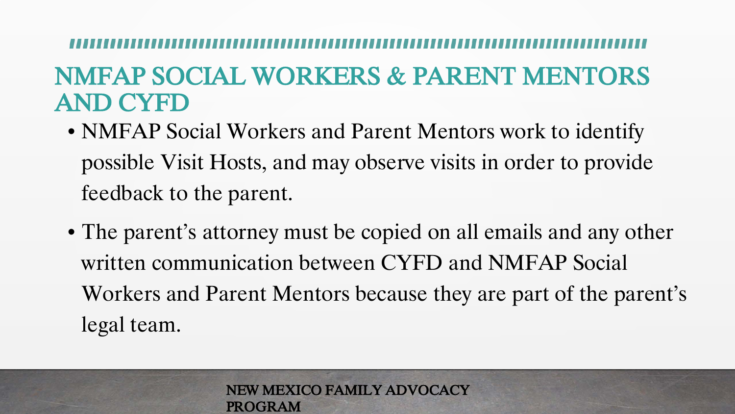## NMFAP SOCIAL WORKERS & PARENT MENTORS AND CYFD

- NMFAP Social Workers and Parent Mentors work to identify possible Visit Hosts, and may observe visits in order to provide feedback to the parent.
- The parent's attorney must be copied on all emails and any other written communication between CYFD and NMFAP Social Workers and Parent Mentors because they are part of the parent's legal team.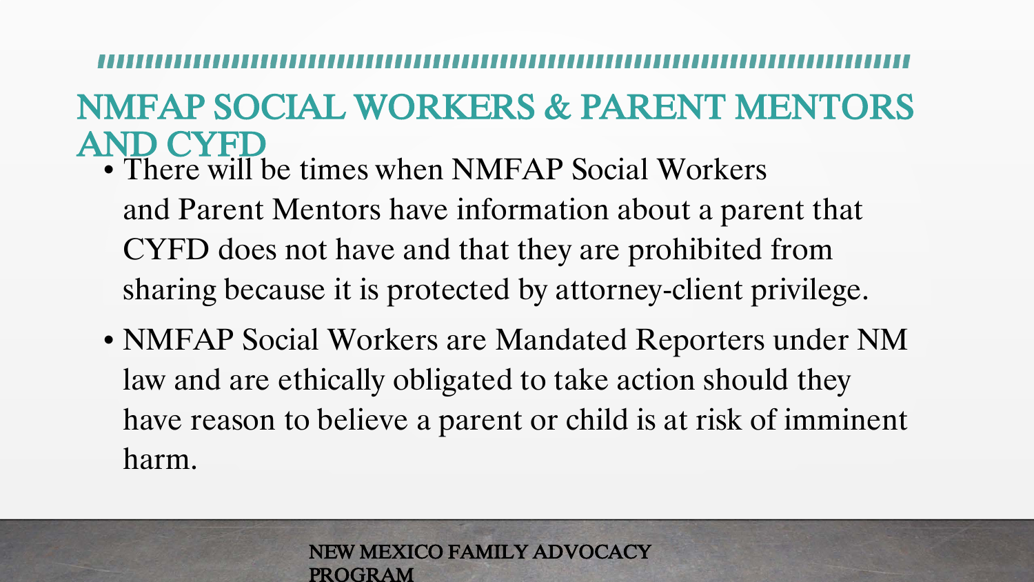# NMFAP SOCIAL WORKERS & PARENT MENTORS AND CYFD

- There will be times when NMFAP Social Workers and Parent Mentors have information about a parent that CYFD does not have and that they are prohibited from sharing because it is protected by attorney-client privilege.
- NMFAP Social Workers are Mandated Reporters under NM law and are ethically obligated to take action should they have reason to believe a parent or child is at risk of imminent harm.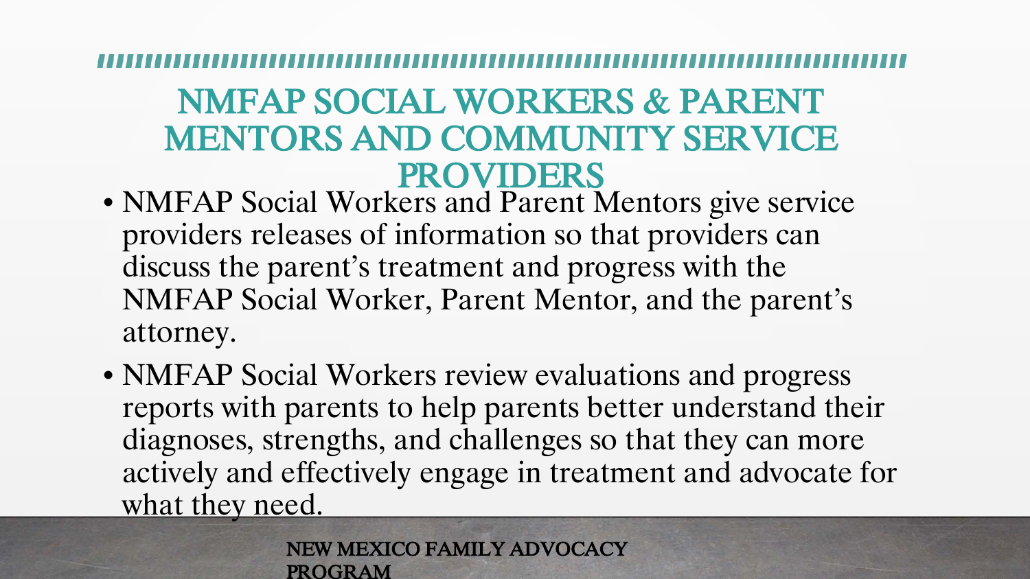# NMFAP SOCIAL WORKERS & PARENT MENTORS AND COMMUNITY SERVICE PROVIDERS

- NMFAP Social Workers and Parent Mentors give service providers releases of information so that providers can discuss the parent's treatment and progress with the NMFAP Social Worker, Parent Mentor, and the parent's attorney.
- NMFAP Social Workers review evaluations and progress reports with parents to help parents better understand their diagnoses, strengths, and challenges so that they can more actively and effectively engage in treatment and advocate for what they need.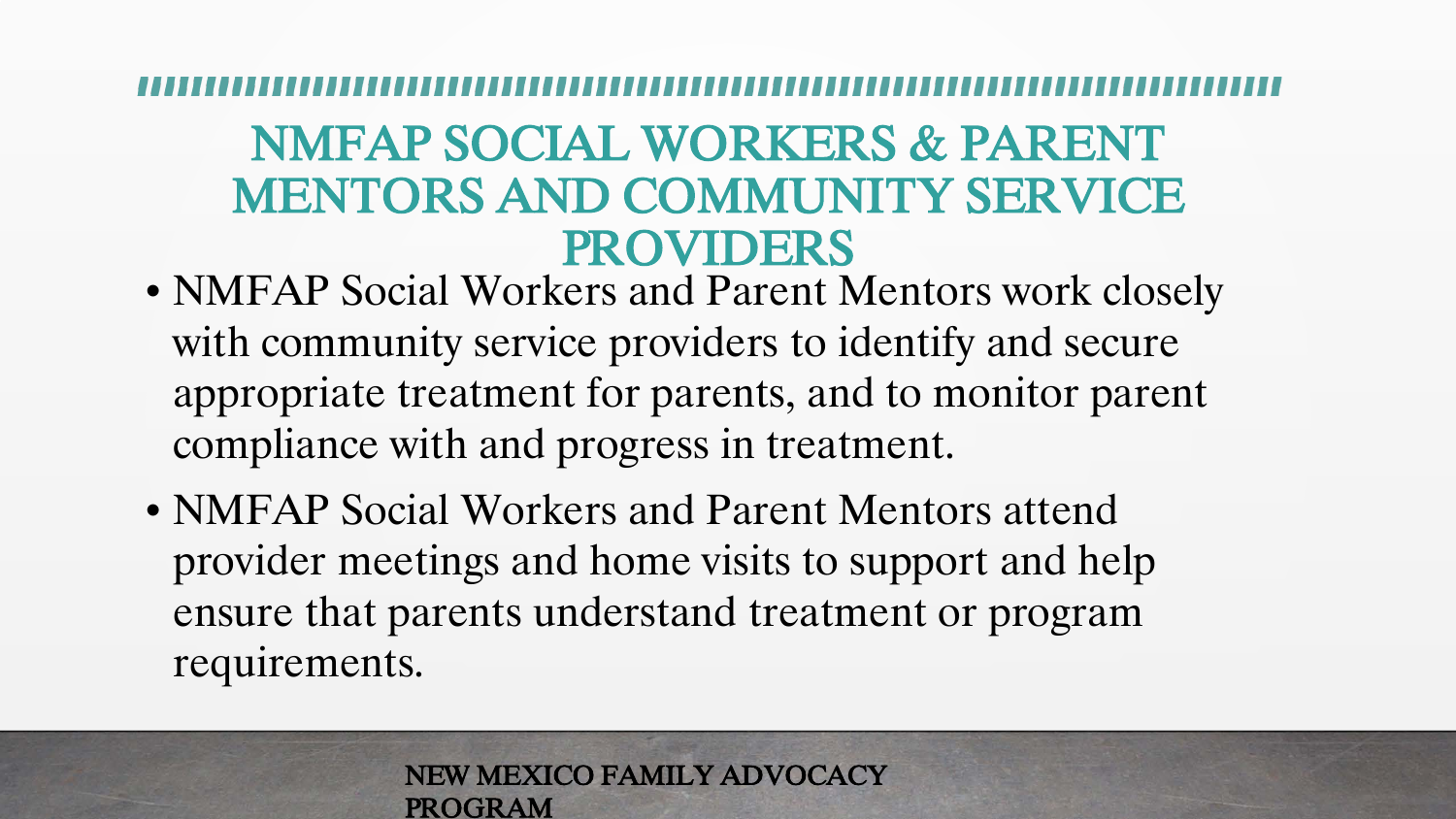# NMFAP SOCIAL WORKERS & PARENT MENTORS AND COMMUNITY SERVICE PROVIDERS

- NMFAP Social Workers and Parent Mentors work closely with community service providers to identify and secure appropriate treatment for parents, and to monitor parent compliance with and progress in treatment.
- NMFAP Social Workers and Parent Mentors attend provider meetings and home visits to support and help ensure that parents understand treatment or program requirements.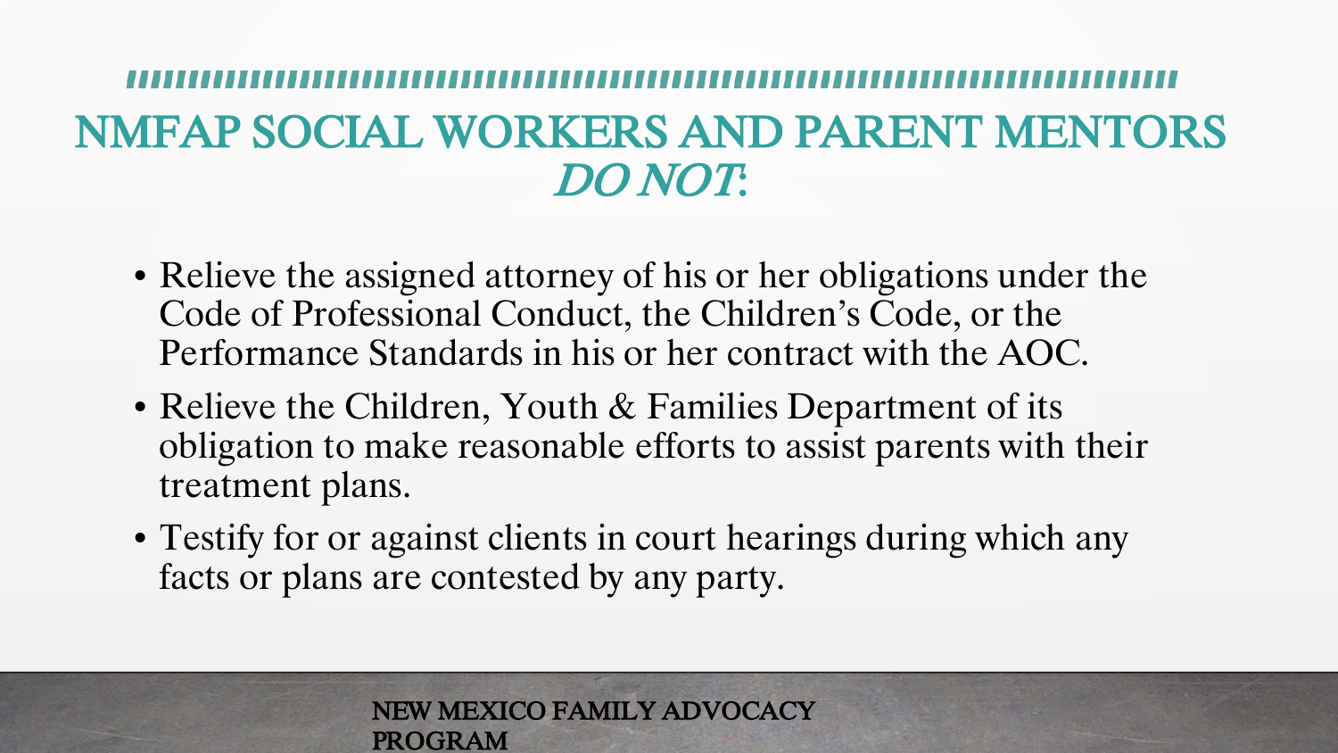# NMFAP SOCIAL WORKERS AND PARENT MENTORS *DO NOT*:

- Relieve the assigned attorney of his or her obligations under the Code of Professional Conduct, the Children's Code, or the Performance Standards in his or her contract with the AOC.
- Relieve the Children, Youth & Families Department of its obligation to make reasonable efforts to assist parents with their treatment plans.
- Testify for or against clients in court hearings during which any facts or plans are contested by any party.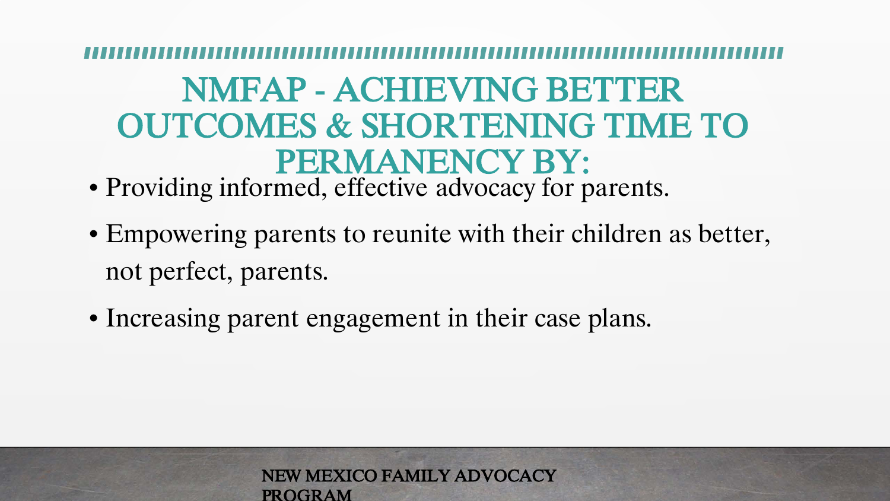# NMFAP - ACHIEVING BETTER OUTCOMES & SHORTENING TIME TO PERMANENCY BY:

- Providing informed, effective advocacy for parents.
- Empowering parents to reunite with their children as better, not perfect, parents.
- Increasing parent engagement in their case plans.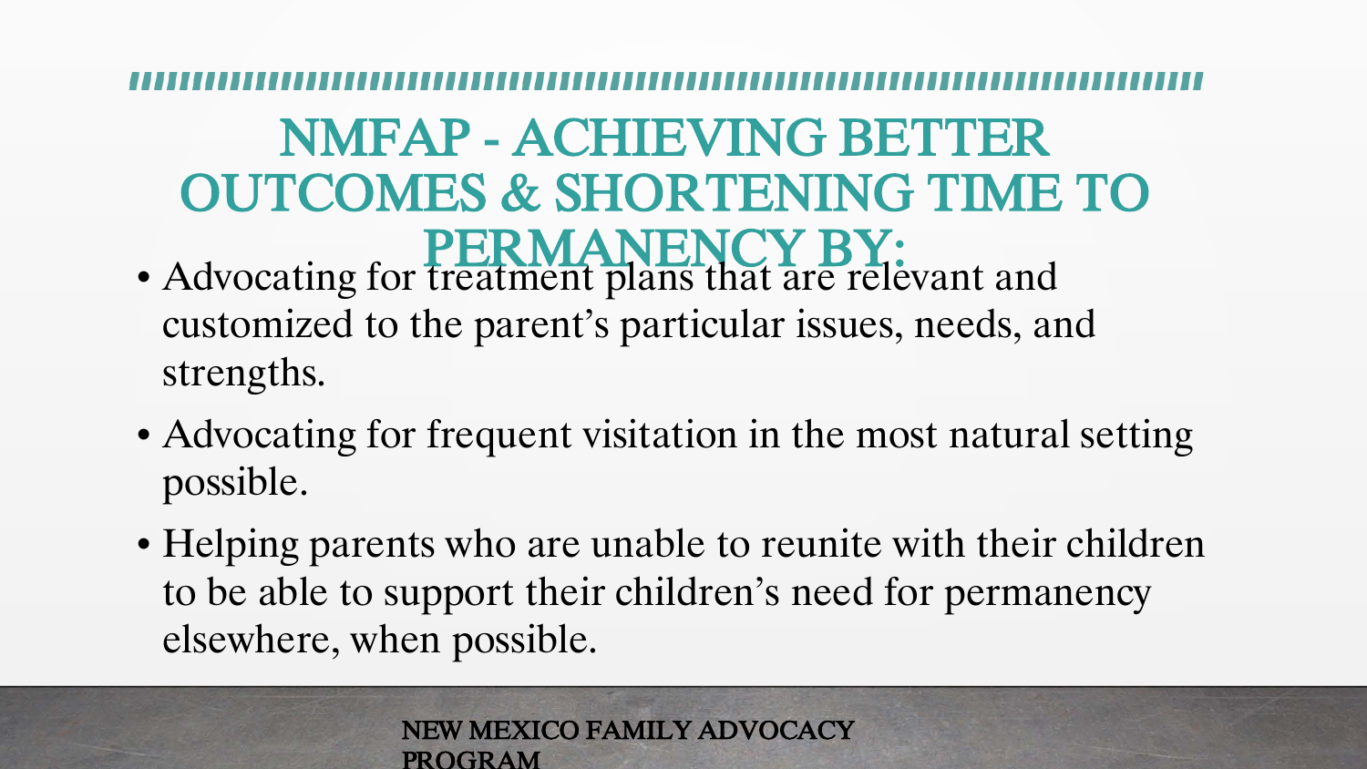# NMFAP - ACHIEVING BETTER OUTCOMES & SHORTENING TIME TO PERMANENCY BY:

- Advocating for treatment plans that are relevant and customized to the parent's particular issues, needs, and strengths.
- Advocating for frequent visitation in the most natural setting possible.
- Helping parents who are unable to reunite with their children to be able to support their children's need for permanency elsewhere, when possible.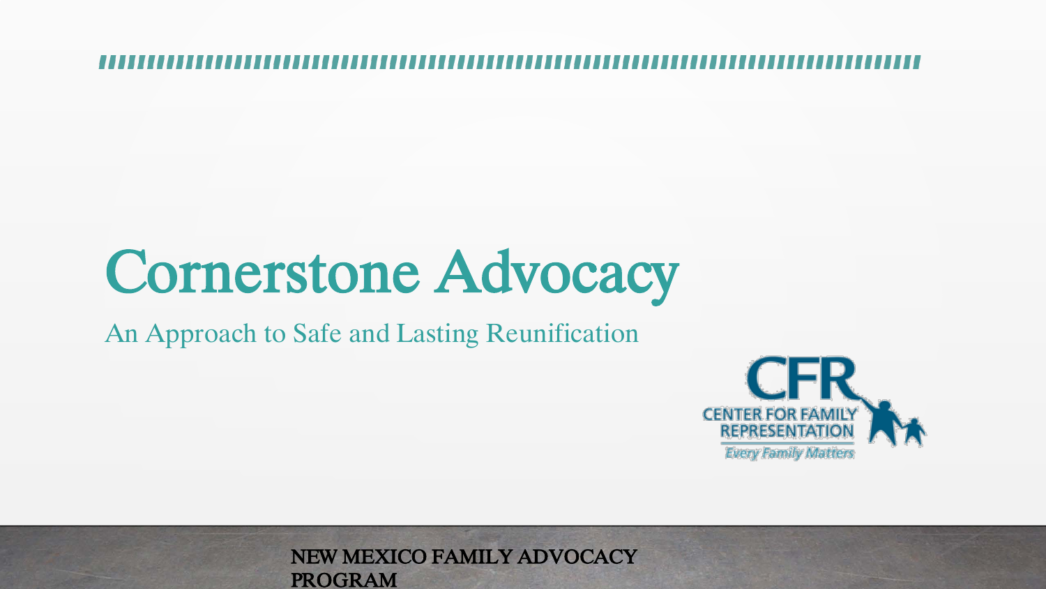# Cornerstone Advocacy

An Approach to Safe and Lasting Reunification

CENTER FOR FAMILY REPRESENTATION

*Every Family Matters*

NEW MEXICO FAMILY ADVOCACY PROGRAM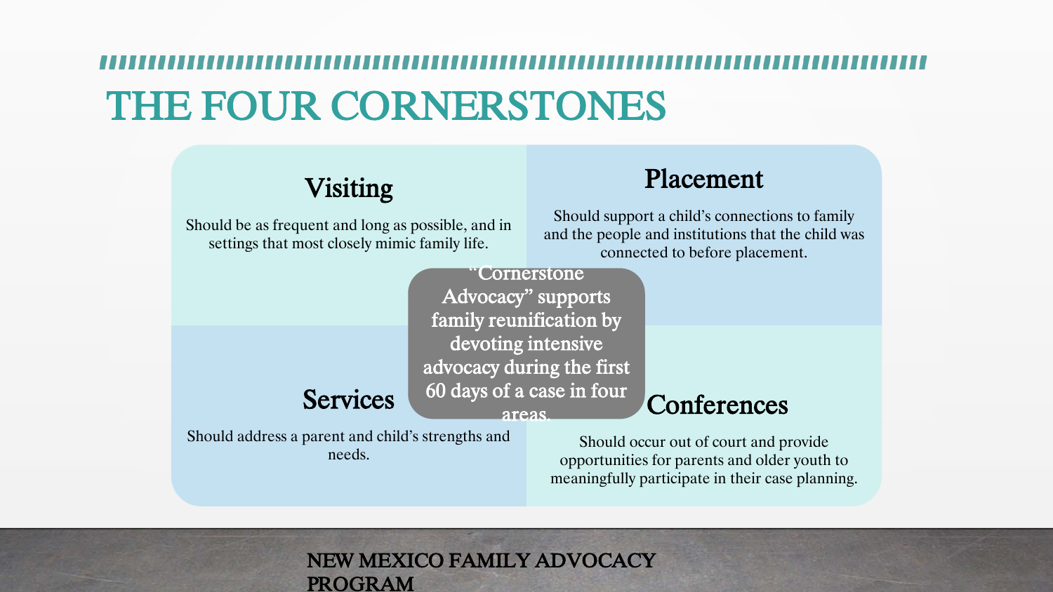# THE FOUR CORNERSTONES

“Cornerstone Advocacy” supports family reunification by devoting intensive advocacy during the first 60 days of a case in four areas.

## Visiting

Should be as frequent and long as possible, and in settings that most closely mimic family life.

## Placement

Should support a child’s connections to family and the people and institutions that the child was connected to before placement.

## Services

Should address a parent and child’s strengths and needs.

## Conferences

Should occur out of court and provide opportunities for parents and older youth to meaningfully participate in their case planning.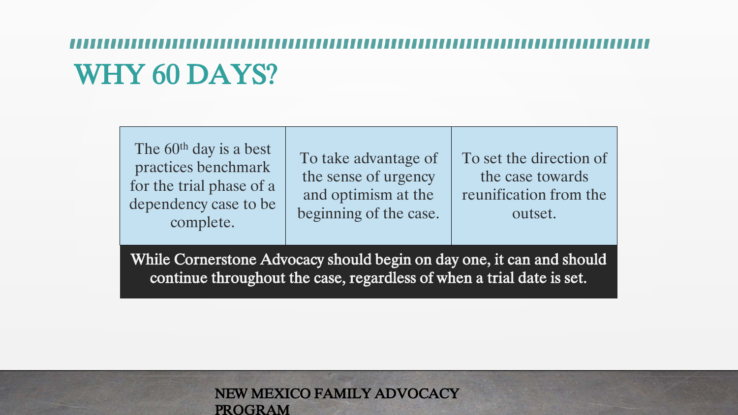# WHY 60 DAYS?

| The 60th day is a best practices benchmark for the trial phase of a dependency case to be complete. | To take advantage of the sense of urgency and optimism at the beginning of the case. | To set the direction of the case towards reunification from the outset. |
|---|---|---|

**While Cornerstone Advocacy should begin on day one, it can and should continue throughout the case, regardless of when a trial date is set.**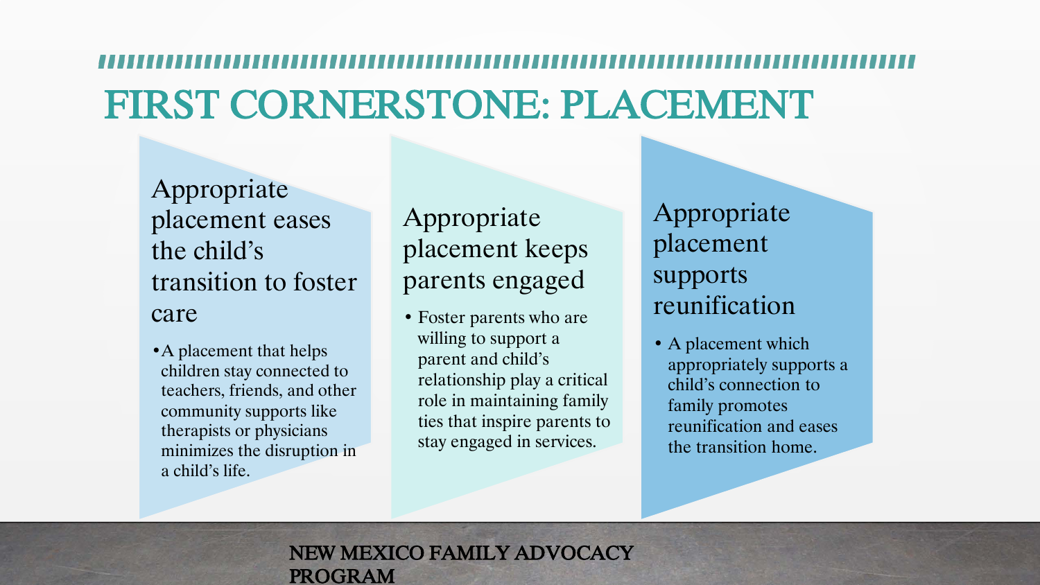# FIRST CORNERSTONE: PLACEMENT

## Appropriate placement eases the child's transition to foster care

- A placement that helps children stay connected to teachers, friends, and other community supports like therapists or physicians minimizes the disruption in a child's life.

## Appropriate placement keeps parents engaged

- Foster parents who are willing to support a parent and child's relationship play a critical role in maintaining family ties that inspire parents to stay engaged in services.

## Appropriate placement supports reunification

- A placement which appropriately supports a child's connection to family promotes reunification and eases the transition home.

NEW MEXICO FAMILY ADVOCACY PROGRAM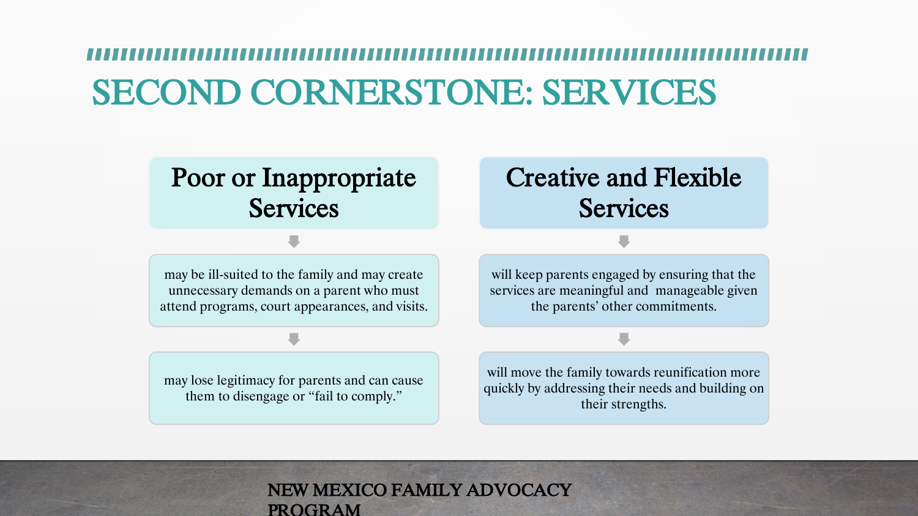# SECOND CORNERSTONE: SERVICES

## Poor or Inappropriate Services

- may be ill-suited to the family and may create unnecessary demands on a parent who must attend programs, court appearances, and visits.
- may lose legitimacy for parents and can cause them to disengage or "fail to comply."

## Creative and Flexible Services

- will keep parents engaged by ensuring that the services are meaningful and manageable given the parents' other commitments.
- will move the family towards reunification more quickly by addressing their needs and building on their strengths.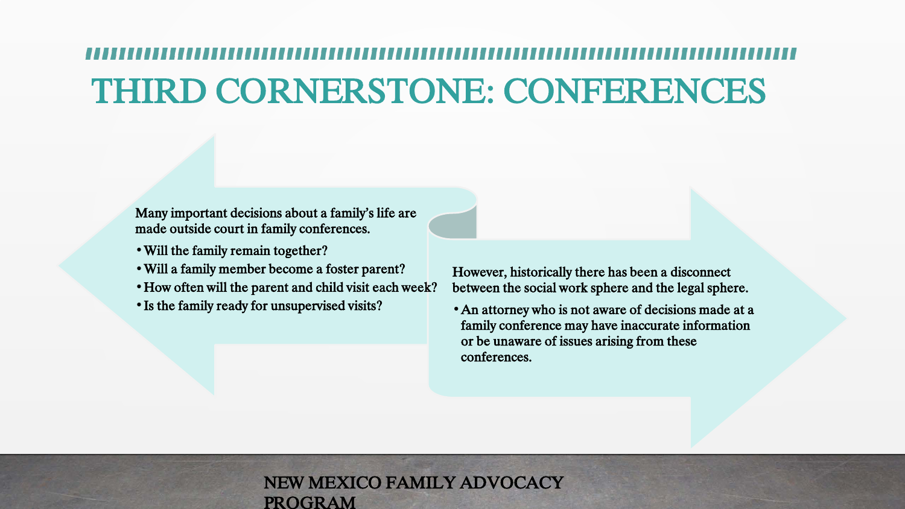# THIRD CORNERSTONE: CONFERENCES

Many important decisions about a family's life are made outside court in family conferences.

- Will the family remain together?
- Will a family member become a foster parent?
- How often will the parent and child visit each week?
- Is the family ready for unsupervised visits?

However, historically there has been a disconnect between the social work sphere and the legal sphere.

- An attorney who is not aware of decisions made at a family conference may have inaccurate information or be unaware of issues arising from these conferences.

NEW MEXICO FAMILY ADVOCACY PROGRAM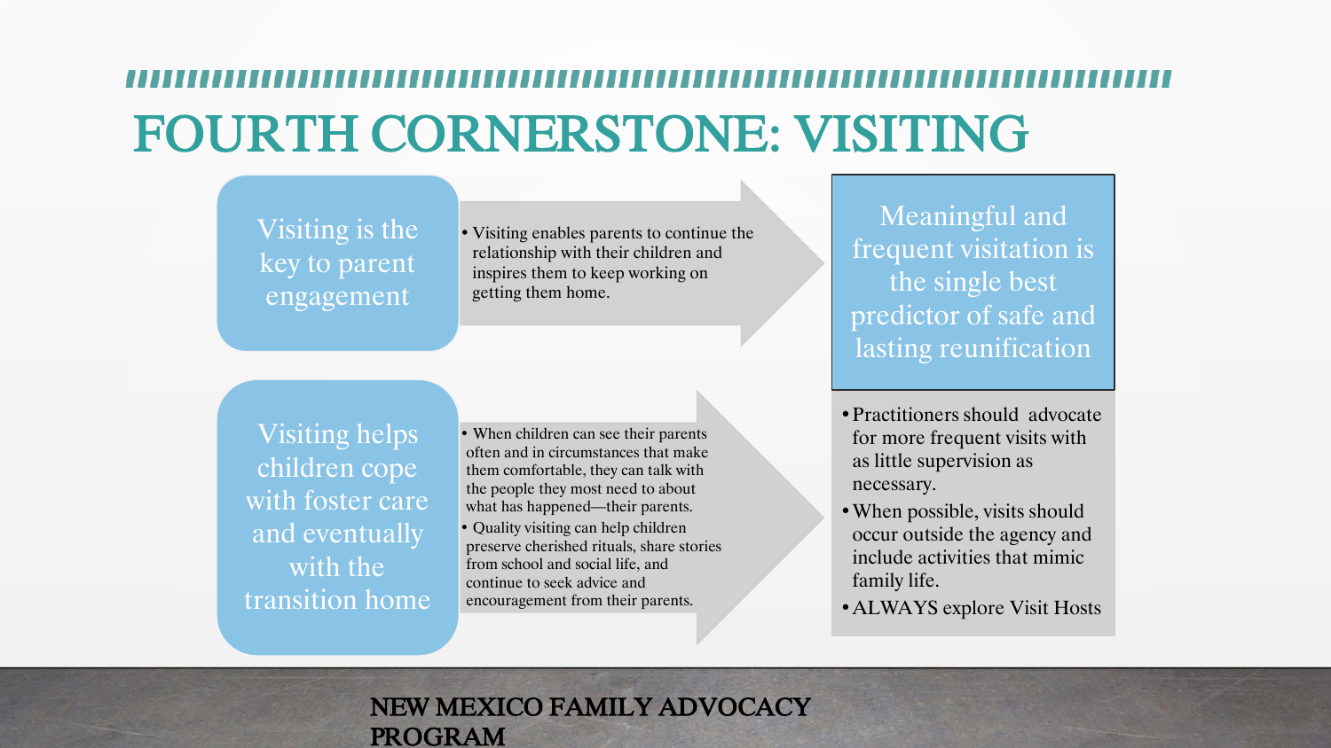# FOURTH CORNERSTONE: VISITING

**Visiting is the key to parent engagement**

- Visiting enables parents to continue the relationship with their children and inspires them to keep working on getting them home.

**Meaningful and frequent visitation is the single best predictor of safe and lasting reunification**

**Visiting helps children cope with foster care and eventually with the transition home**

- When children can see their parents often and in circumstances that make them comfortable, they can talk with the people they most need to about what has happened—their parents.
- Quality visiting can help children preserve cherished rituals, share stories from school and social life, and continue to seek advice and encouragement from their parents.

- Practitioners should advocate for more frequent visits with as little supervision as necessary.
- When possible, visits should occur outside the agency and include activities that mimic family life.
- ALWAYS explore Visit Hosts

NEW MEXICO FAMILY ADVOCACY PROGRAM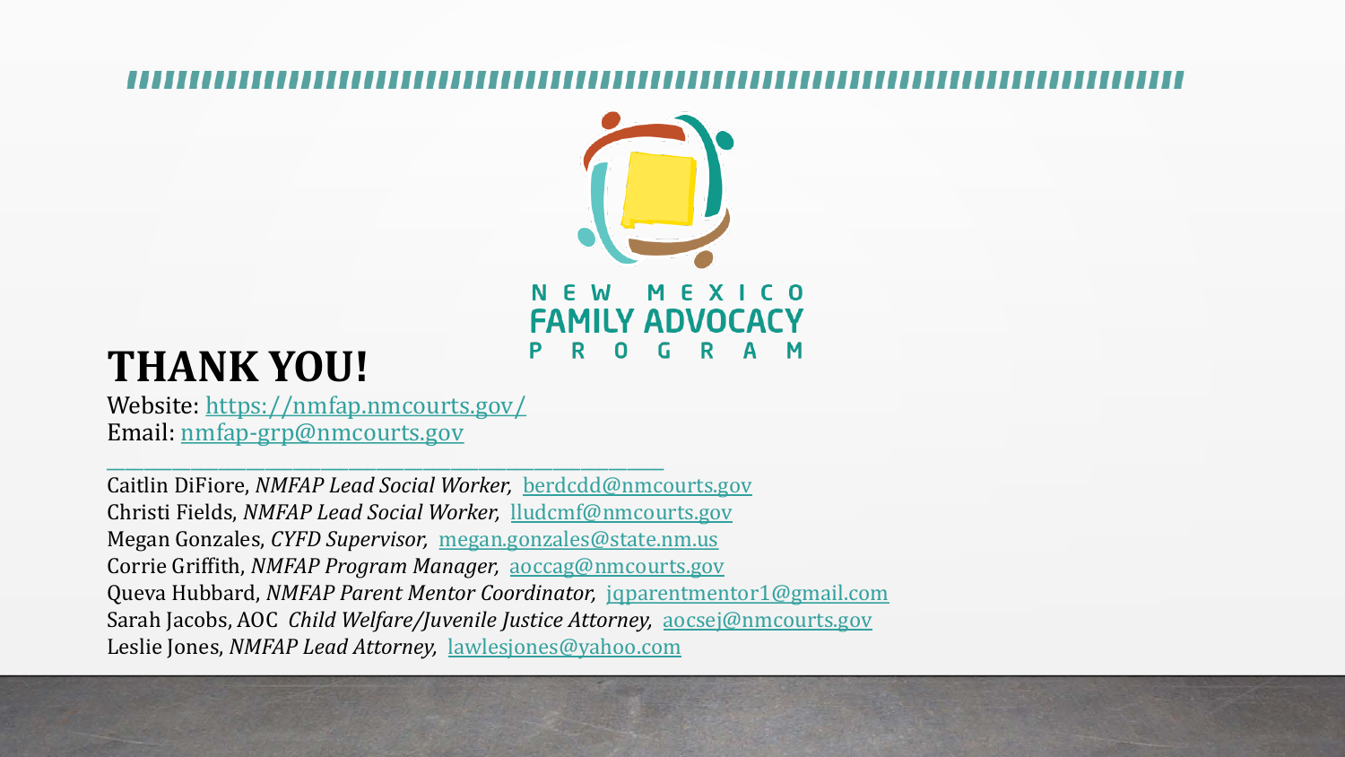NEW MEXICO
FAMILY ADVOCACY
PROGRAM

# THANK YOU!

Website: https://nmfap.nmcourts.gov/
Email: nmfap-grp@nmcourts.gov

---

Caitlin DiFiore, *NMFAP Lead Social Worker,* berdcdd@nmcourts.gov
Christi Fields, *NMFAP Lead Social Worker,* lludcmf@nmcourts.gov
Megan Gonzales, *CYFD Supervisor,* megan.gonzales@state.nm.us
Corrie Griffith, *NMFAP Program Manager,* aoccag@nmcourts.gov
Queva Hubbard, *NMFAP Parent Mentor Coordinator,* jqparentmentor1@gmail.com
Sarah Jacobs, AOC *Child Welfare/Juvenile Justice Attorney,* aocsej@nmcourts.gov
Leslie Jones, *NMFAP Lead Attorney,* lawlesjones@yahoo.com